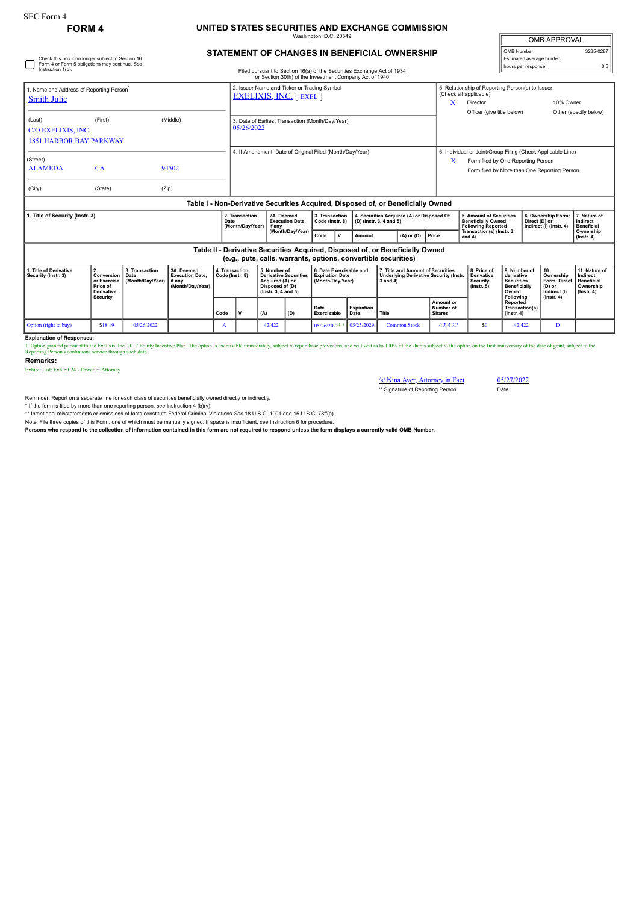SEC Form 4

**FORM 4**

# UNITED STATES SECURITIES AND EXCHANGE COMMISSION

Washington, D.C. 20549

## STATEMENT OF CHANGES IN BENEFICIAL OWNERSHIP

Filed pursuant to Section 16(a) of the Securities Exchange Act of 1934 or Section 30(h) of the Investment Company Act of 1940

| OMB APPROVAL | |
|---|---|
| OMB Number: | 3235-0287 |
| Estimated average burden | |
| hours per response: | 0.5 |

☐ Check this box if no longer subject to Section 16. Form 4 or Form 5 obligations may continue. *See* Instruction 1(b).

1. Name and Address of Reporting Person*
Smith Julie

(Last) (First) (Middle)
C/O EXELIXIS, INC.
1851 HARBOR BAY PARKWAY

(Street)
ALAMEDA CA 94502

(City) (State) (Zip)

2. Issuer Name **and** Ticker or Trading Symbol
EXELIXIS, INC. [ EXEL ]

3. Date of Earliest Transaction (Month/Day/Year)
05/26/2022

4. If Amendment, Date of Original Filed (Month/Day/Year)

5. Relationship of Reporting Person(s) to Issuer (Check all applicable)
X Director
10% Owner
Officer (give title below)
Other (specify below)

6. Individual or Joint/Group Filing (Check Applicable Line)
X Form filed by One Reporting Person
Form filed by More than One Reporting Person

### Table I - Non-Derivative Securities Acquired, Disposed of, or Beneficially Owned

| 1. Title of Security (Instr. 3) | 2. Transaction Date (Month/Day/Year) | 2A. Deemed Execution Date, if any (Month/Day/Year) | 3. Transaction Code (Instr. 8) | | 4. Securities Acquired (A) or Disposed Of (D) (Instr. 3, 4 and 5) | | | 5. Amount of Securities Beneficially Owned Following Reported Transaction(s) (Instr. 3 and 4) | 6. Ownership Form: Direct (D) or Indirect (I) (Instr. 4) | 7. Nature of Indirect Beneficial Ownership (Instr. 4) |
|---|---|---|---|---|---|---|---|---|---|---|
| | | | Code | V | Amount | (A) or (D) | Price | | | |

### Table II - Derivative Securities Acquired, Disposed of, or Beneficially Owned (e.g., puts, calls, warrants, options, convertible securities)

| 1. Title of Derivative Security (Instr. 3) | 2. Conversion or Exercise Price of Derivative Security | 3. Transaction Date (Month/Day/Year) | 3A. Deemed Execution Date, if any (Month/Day/Year) | 4. Transaction Code (Instr. 8) | | 5. Number of Derivative Securities Acquired (A) or Disposed of (D) (Instr. 3, 4 and 5) | | 6. Date Exercisable and Expiration Date (Month/Day/Year) | | 7. Title and Amount of Securities Underlying Derivative Security (Instr. 3 and 4) | | 8. Price of Derivative Security (Instr. 5) | 9. Number of derivative Securities Beneficially Owned Following Reported Transaction(s) (Instr. 4) | 10. Ownership Form: Direct (D) or Indirect (I) (Instr. 4) | 11. Nature of Indirect Beneficial Ownership (Instr. 4) |
|---|---|---|---|---|---|---|---|---|---|---|---|---|---|---|---|
| | | | | Code | V | (A) | (D) | Date Exercisable | Expiration Date | Title | Amount or Number of Shares | | | | |
| Option (right to buy) | $18.19 | 05/26/2022 | | A | | 42,422 | | 05/26/2022[(1)] | 05/25/2029 | Common Stock | 42,422 | $0 | 42,422 | D | |

**Explanation of Responses:**

1. Option granted pursuant to the Exelixis, Inc. 2017 Equity Incentive Plan. The option is exercisable immediately, subject to repurchase provisions, and will vest as to 100% of the shares subject to the option on the first anniversary of the date of grant, subject to the Reporting Person's continuous service through such date.

**Remarks:**

Exhibit List: Exhibit 24 - Power of Attorney

/s/ Nina Ayer, Attorney in Fact　　05/27/2022

** Signature of Reporting Person　　Date

Reminder: Report on a separate line for each class of securities beneficially owned directly or indirectly.

\* If the form is filed by more than one reporting person, *see* Instruction 4 (b)(v).

** Intentional misstatements or omissions of facts constitute Federal Criminal Violations *See* 18 U.S.C. 1001 and 15 U.S.C. 78ff(a).

Note: File three copies of this Form, one of which must be manually signed. If space is insufficient, *see* Instruction 6 for procedure.

**Persons who respond to the collection of information contained in this form are not required to respond unless the form displays a currently valid OMB Number.**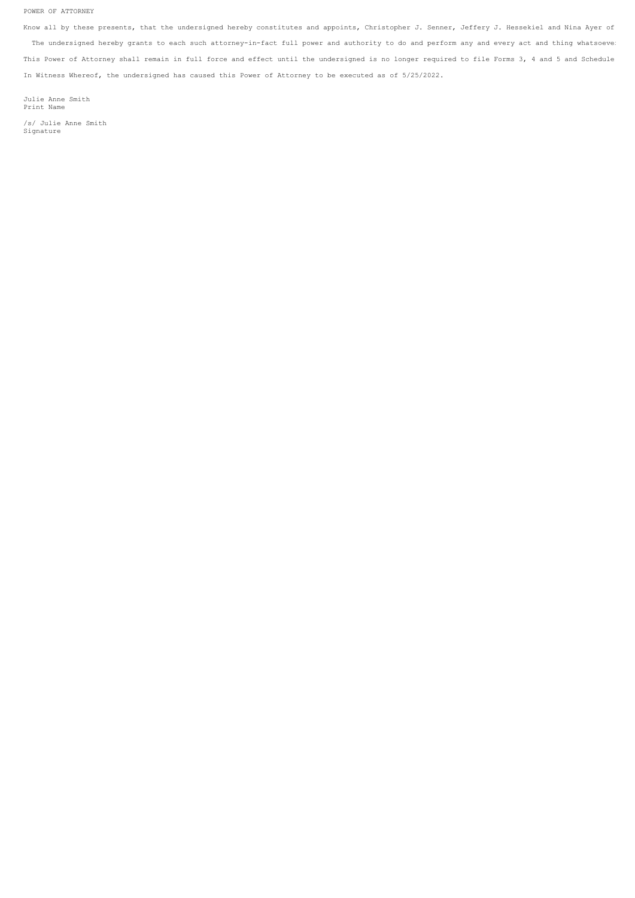POWER OF ATTORNEY

Know all by these presents, that the undersigned hereby constitutes and appoints, Christopher J. Senner, Jeffery J. Hessekiel and Nina Ayer of

The undersigned hereby grants to each such attorney-in-fact full power and authority to do and perform any and every act and thing whatsoeve

This Power of Attorney shall remain in full force and effect until the undersigned is no longer required to file Forms 3, 4 and 5 and Schedule

In Witness Whereof, the undersigned has caused this Power of Attorney to be executed as of 5/25/2022.

Julie Anne Smith
Print Name

/s/ Julie Anne Smith
Signature